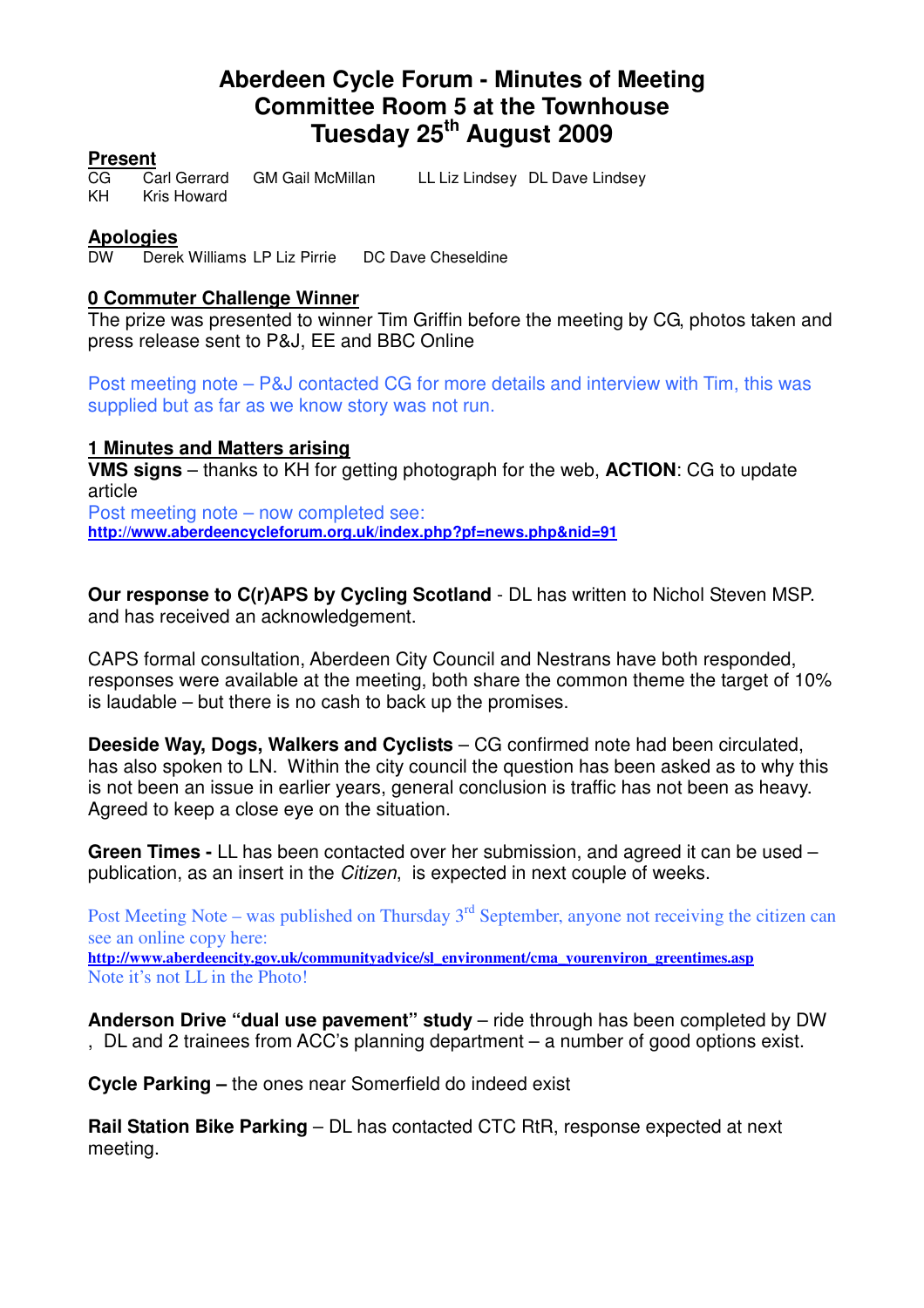# Aberdeen Cycle Forum - Minutes of Meeting
# Committee Room 5 at the Townhouse
# Tuesday 25th August 2009

## Present

CG Carl Gerrard GM Gail McMillan LL Liz Lindsey DL Dave Lindsey
KH Kris Howard

## Apologies

DW Derek Williams LP Liz Pirrie DC Dave Cheseldine

## 0 Commuter Challenge Winner

The prize was presented to winner Tim Griffin before the meeting by CG, photos taken and press release sent to P&J, EE and BBC Online

Post meeting note – P&J contacted CG for more details and interview with Tim, this was supplied but as far as we know story was not run.

## 1 Minutes and Matters arising

**VMS signs** – thanks to KH for getting photograph for the web, **ACTION**: CG to update article
Post meeting note – now completed see:
**http://www.aberdeencycleforum.org.uk/index.php?pf=news.php&nid=91**

**Our response to C(r)APS by Cycling Scotland** - DL has written to Nichol Steven MSP. and has received an acknowledgement.

CAPS formal consultation, Aberdeen City Council and Nestrans have both responded, responses were available at the meeting, both share the common theme the target of 10% is laudable – but there is no cash to back up the promises.

**Deeside Way, Dogs, Walkers and Cyclists** – CG confirmed note had been circulated, has also spoken to LN. Within the city council the question has been asked as to why this is not been an issue in earlier years, general conclusion is traffic has not been as heavy. Agreed to keep a close eye on the situation.

**Green Times -** LL has been contacted over her submission, and agreed it can be used – publication, as an insert in the *Citizen*, is expected in next couple of weeks.

Post Meeting Note – was published on Thursday 3rd September, anyone not receiving the citizen can see an online copy here:
**http://www.aberdeencity.gov.uk/communityadvice/sl_environment/cma_yourenviron_greentimes.asp**
Note it's not LL in the Photo!

**Anderson Drive "dual use pavement" study** – ride through has been completed by DW , DL and 2 trainees from ACC's planning department – a number of good options exist.

**Cycle Parking –** the ones near Somerfield do indeed exist

**Rail Station Bike Parking** – DL has contacted CTC RtR, response expected at next meeting.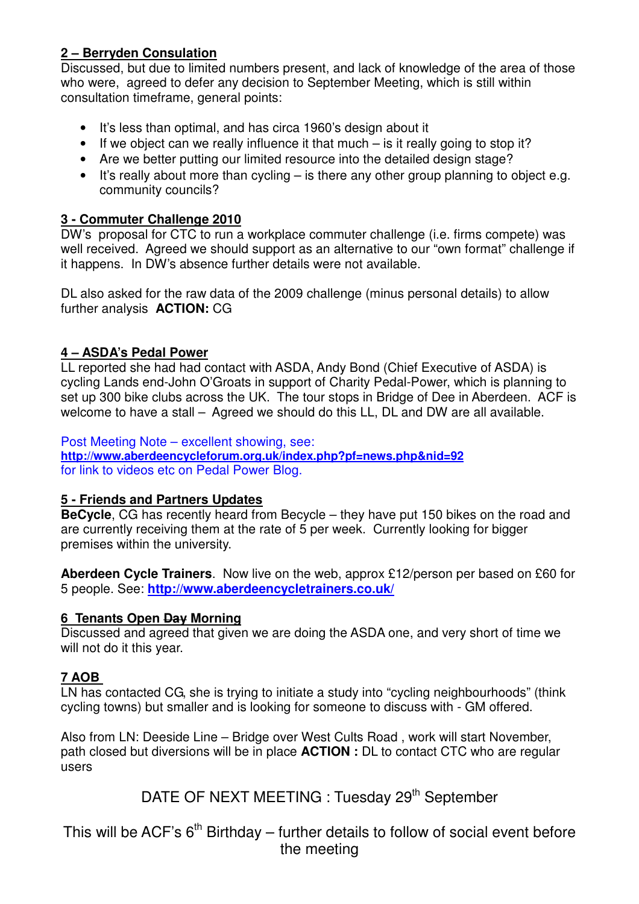**2 – Berryden Consulation**

Discussed, but due to limited numbers present, and lack of knowledge of the area of those who were, agreed to defer any decision to September Meeting, which is still within consultation timeframe, general points:

- It's less than optimal, and has circa 1960's design about it
- If we object can we really influence it that much – is it really going to stop it?
- Are we better putting our limited resource into the detailed design stage?
- It's really about more than cycling – is there any other group planning to object e.g. community councils?

**3 - Commuter Challenge 2010**

DW's proposal for CTC to run a workplace commuter challenge (i.e. firms compete) was well received. Agreed we should support as an alternative to our "own format" challenge if it happens. In DW's absence further details were not available.

DL also asked for the raw data of the 2009 challenge (minus personal details) to allow further analysis **ACTION:** CG

**4 – ASDA's Pedal Power**

LL reported she had had contact with ASDA, Andy Bond (Chief Executive of ASDA) is cycling Lands end-John O'Groats in support of Charity Pedal-Power, which is planning to set up 300 bike clubs across the UK. The tour stops in Bridge of Dee in Aberdeen. ACF is welcome to have a stall – Agreed we should do this LL, DL and DW are all available.

Post Meeting Note – excellent showing, see:
**http://www.aberdeencycleforum.org.uk/index.php?pf=news.php&nid=92**
for link to videos etc on Pedal Power Blog.

**5 - Friends and Partners Updates**

**BeCycle**, CG has recently heard from Becycle – they have put 150 bikes on the road and are currently receiving them at the rate of 5 per week. Currently looking for bigger premises within the university.

**Aberdeen Cycle Trainers**. Now live on the web, approx £12/person per based on £60 for 5 people. See: **http://www.aberdeencycletrainers.co.uk/**

**6 Tenants Open ~~Day~~ Morning**

Discussed and agreed that given we are doing the ASDA one, and very short of time we will not do it this year.

**7 AOB**

LN has contacted CG, she is trying to initiate a study into "cycling neighbourhoods" (think cycling towns) but smaller and is looking for someone to discuss with - GM offered.

Also from LN: Deeside Line – Bridge over West Cults Road , work will start November, path closed but diversions will be in place **ACTION :** DL to contact CTC who are regular users

DATE OF NEXT MEETING : Tuesday 29th September

This will be ACF's 6th Birthday – further details to follow of social event before the meeting